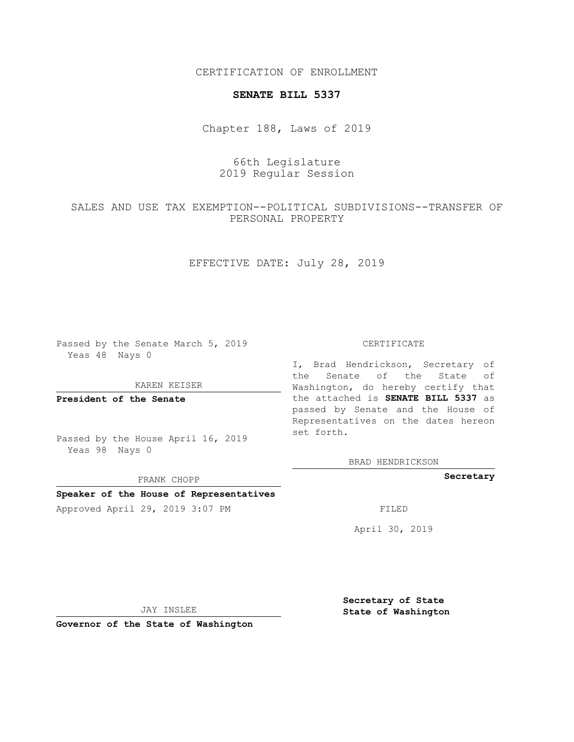CERTIFICATION OF ENROLLMENT

**SENATE BILL 5337**

Chapter 188, Laws of 2019

66th Legislature
2019 Regular Session

SALES AND USE TAX EXEMPTION--POLITICAL SUBDIVISIONS--TRANSFER OF PERSONAL PROPERTY

EFFECTIVE DATE: July 28, 2019

Passed by the Senate March 5, 2019
Yeas 48 Nays 0

KAREN KEISER

**President of the Senate**

Passed by the House April 16, 2019
Yeas 98 Nays 0

FRANK CHOPP

**Speaker of the House of Representatives**

Approved April 29, 2019 3:07 PM

JAY INSLEE

**Governor of the State of Washington**

CERTIFICATE

I, Brad Hendrickson, Secretary of the Senate of the State of Washington, do hereby certify that the attached is **SENATE BILL 5337** as passed by Senate and the House of Representatives on the dates hereon set forth.

BRAD HENDRICKSON

**Secretary**

FILED

April 30, 2019

**Secretary of State**
**State of Washington**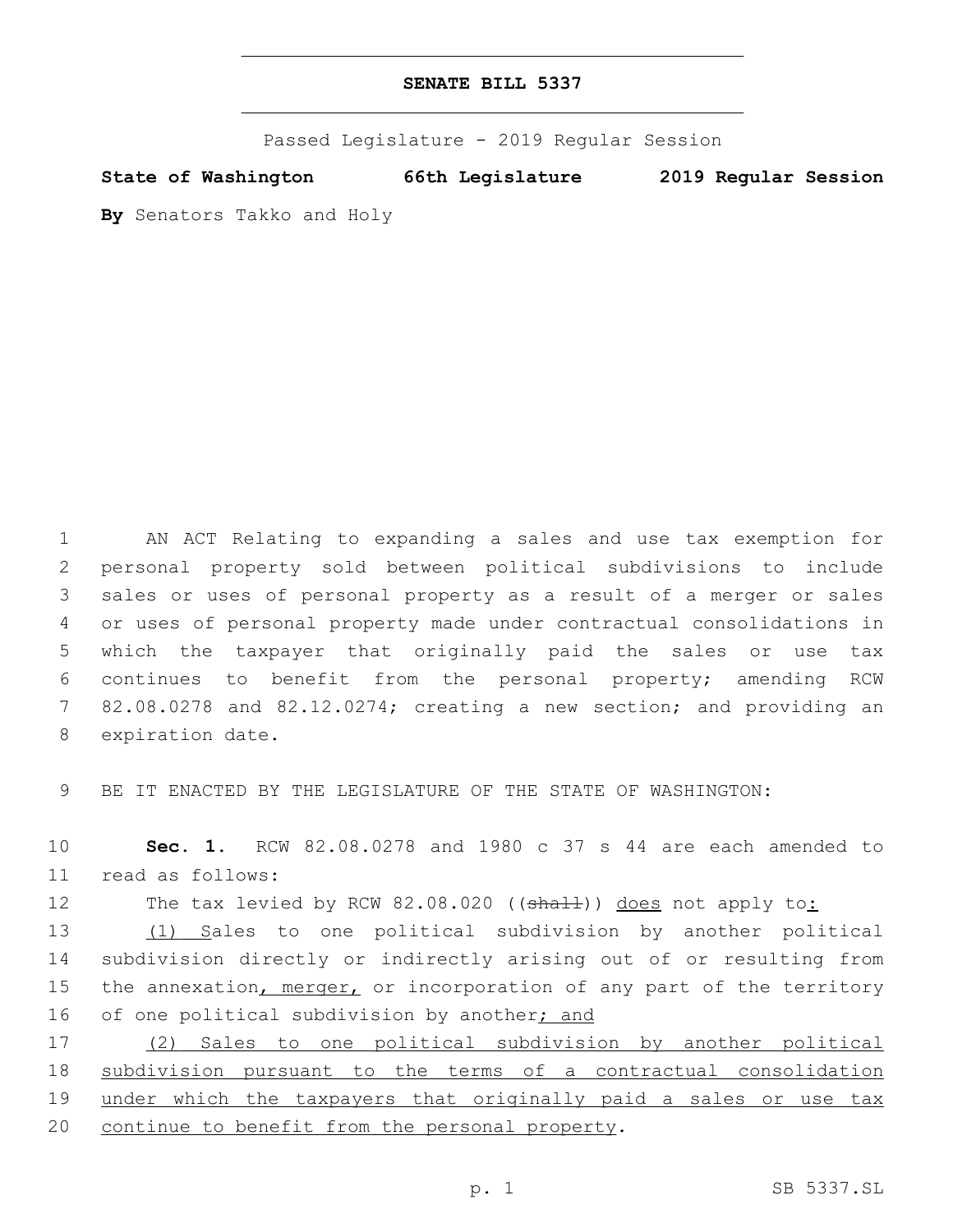# SENATE BILL 5337

Passed Legislature - 2019 Regular Session

**State of Washington 66th Legislature 2019 Regular Session**

**By** Senators Takko and Holy

AN ACT Relating to expanding a sales and use tax exemption for personal property sold between political subdivisions to include sales or uses of personal property as a result of a merger or sales or uses of personal property made under contractual consolidations in which the taxpayer that originally paid the sales or use tax continues to benefit from the personal property; amending RCW 82.08.0278 and 82.12.0274; creating a new section; and providing an expiration date.

BE IT ENACTED BY THE LEGISLATURE OF THE STATE OF WASHINGTON:

**Sec. 1.** RCW 82.08.0278 and 1980 c 37 s 44 are each amended to read as follows:

The tax levied by RCW 82.08.020 ((~~shall~~)) <u>does</u> not apply to<u>:</u>

<u>(1) S</u>ales to one political subdivision by another political subdivision directly or indirectly arising out of or resulting from the annexation<u>, merger,</u> or incorporation of any part of the territory of one political subdivision by another<u>; and</u>

<u>(2) Sales to one political subdivision by another political subdivision pursuant to the terms of a contractual consolidation under which the taxpayers that originally paid a sales or use tax continue to benefit from the personal property</u>.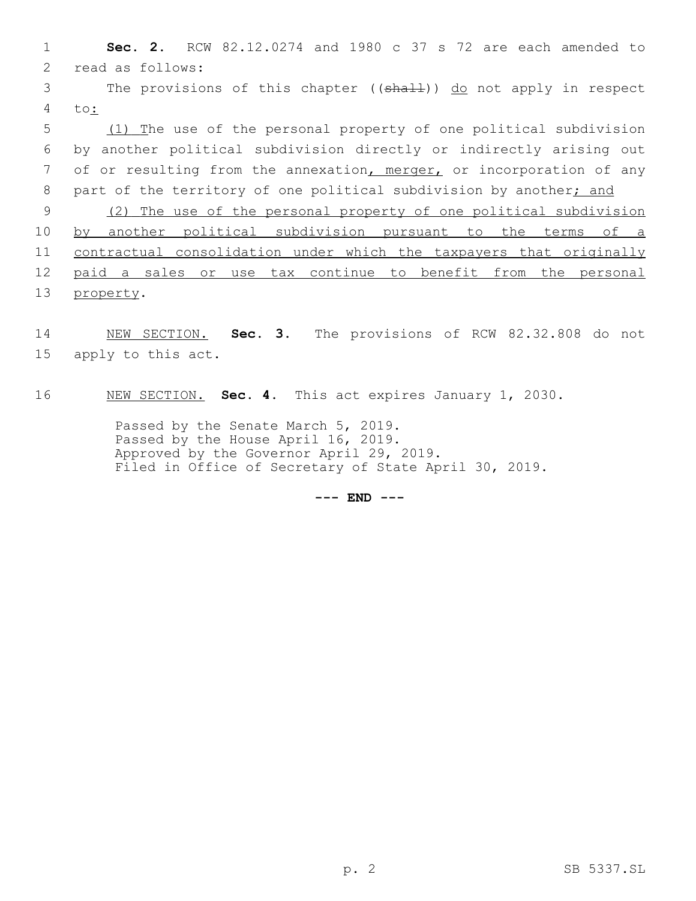**Sec. 2.** RCW 82.12.0274 and 1980 c 37 s 72 are each amended to read as follows:

The provisions of this chapter ((~~shall~~)) <u>do</u> not apply in respect to<u>:</u>

<u>(1) T</u>he use of the personal property of one political subdivision by another political subdivision directly or indirectly arising out of or resulting from the annexation<u>, merger,</u> or incorporation of any part of the territory of one political subdivision by another<u>; and</u>

<u>(2) The use of the personal property of one political subdivision by another political subdivision pursuant to the terms of a contractual consolidation under which the taxpayers that originally paid a sales or use tax continue to benefit from the personal property</u>.

<u>NEW SECTION.</u> **Sec. 3.** The provisions of RCW 82.32.808 do not apply to this act.

<u>NEW SECTION.</u> **Sec. 4.** This act expires January 1, 2030.

Passed by the Senate March 5, 2019.
Passed by the House April 16, 2019.
Approved by the Governor April 29, 2019.
Filed in Office of Secretary of State April 30, 2019.

**--- END ---**